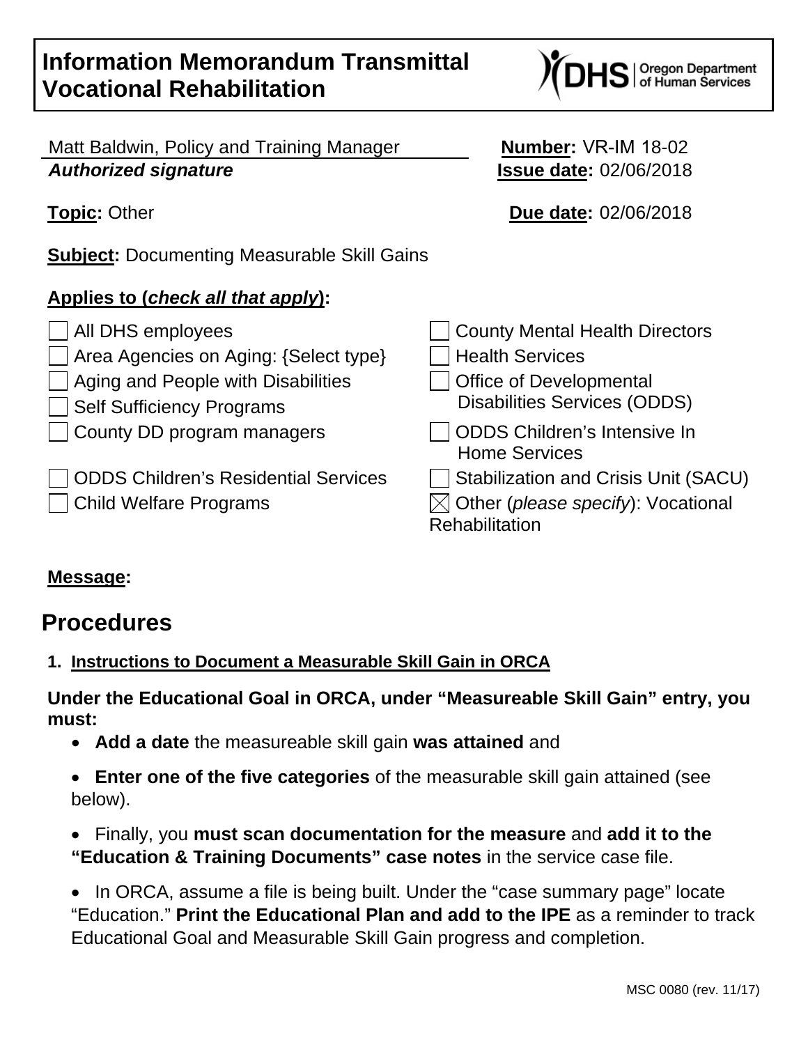# Information Memorandum Transmittal Vocational Rehabilitation

Matt Baldwin, Policy and Training Manager
***Authorized signature***

**Number:** VR-IM 18-02
**Issue date:** 02/06/2018

**Topic:** Other

**Due date:** 02/06/2018

**Subject:** Documenting Measurable Skill Gains

**Applies to (*check all that apply*):**

- ☐ All DHS employees
- ☐ Area Agencies on Aging: {Select type}
- ☐ Aging and People with Disabilities
- ☐ Self Sufficiency Programs
- ☐ County DD program managers
- ☐ ODDS Children's Residential Services
- ☐ Child Welfare Programs
- ☐ County Mental Health Directors
- ☐ Health Services
- ☐ Office of Developmental Disabilities Services (ODDS)
- ☐ ODDS Children's Intensive In Home Services
- ☐ Stabilization and Crisis Unit (SACU)
- ☒ Other (*please specify*): Vocational Rehabilitation

**Message:**

## Procedures

**1. Instructions to Document a Measurable Skill Gain in ORCA**

**Under the Educational Goal in ORCA, under "Measureable Skill Gain" entry, you must:**

- **Add a date** the measureable skill gain **was attained** and
- **Enter one of the five categories** of the measurable skill gain attained (see below).
- Finally, you **must scan documentation for the measure** and **add it to the "Education & Training Documents" case notes** in the service case file.
- In ORCA, assume a file is being built. Under the "case summary page" locate "Education." **Print the Educational Plan and add to the IPE** as a reminder to track Educational Goal and Measurable Skill Gain progress and completion.

MSC 0080 (rev. 11/17)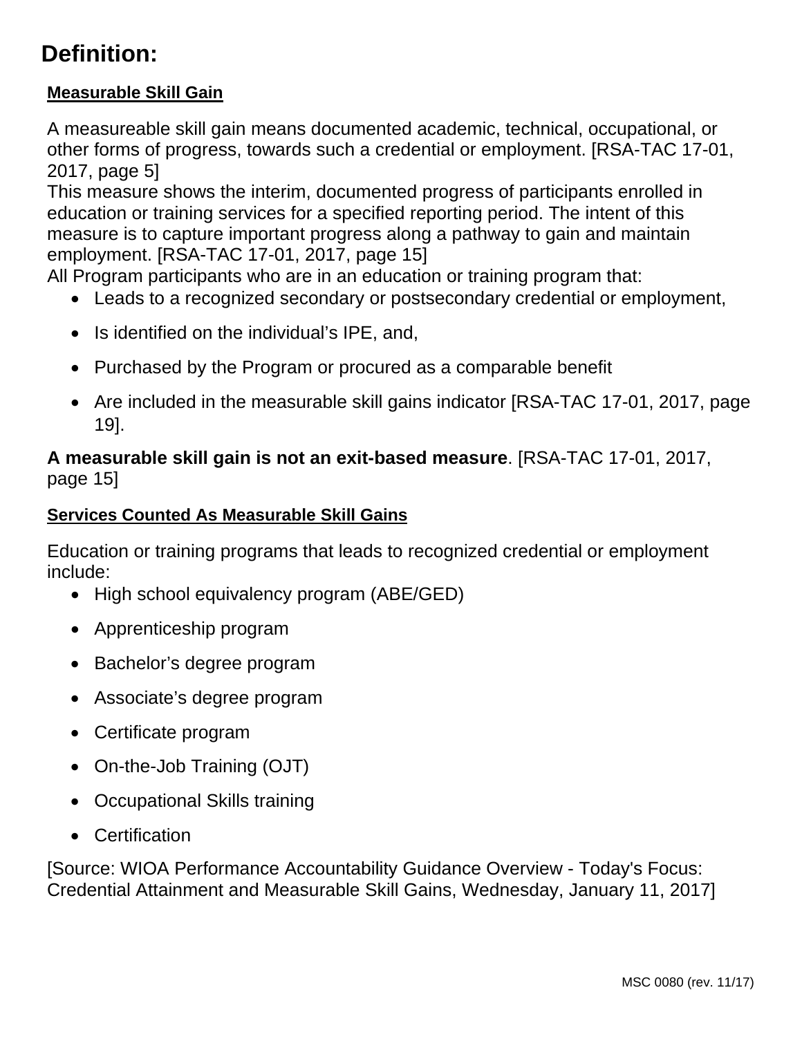# Definition:

**Measurable Skill Gain**

A measureable skill gain means documented academic, technical, occupational, or other forms of progress, towards such a credential or employment. [RSA-TAC 17-01, 2017, page 5]

This measure shows the interim, documented progress of participants enrolled in education or training services for a specified reporting period. The intent of this measure is to capture important progress along a pathway to gain and maintain employment. [RSA-TAC 17-01, 2017, page 15]

All Program participants who are in an education or training program that:

- Leads to a recognized secondary or postsecondary credential or employment,
- Is identified on the individual's IPE, and,
- Purchased by the Program or procured as a comparable benefit
- Are included in the measurable skill gains indicator [RSA-TAC 17-01, 2017, page 19].

**A measurable skill gain is not an exit-based measure**. [RSA-TAC 17-01, 2017, page 15]

**Services Counted As Measurable Skill Gains**

Education or training programs that leads to recognized credential or employment include:

- High school equivalency program (ABE/GED)
- Apprenticeship program
- Bachelor's degree program
- Associate's degree program
- Certificate program
- On-the-Job Training (OJT)
- Occupational Skills training
- Certification

[Source: WIOA Performance Accountability Guidance Overview - Today's Focus: Credential Attainment and Measurable Skill Gains, Wednesday, January 11, 2017]

MSC 0080 (rev. 11/17)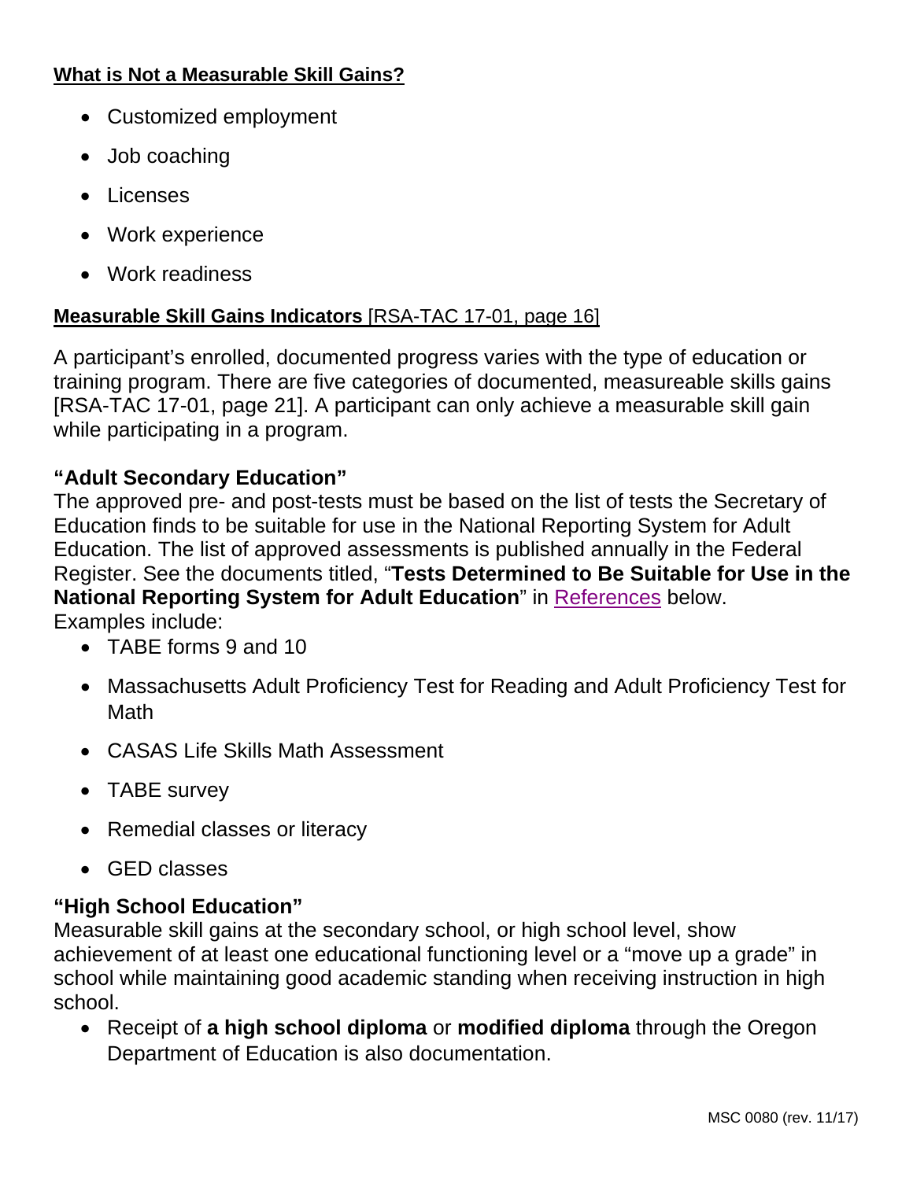**What is Not a Measurable Skill Gains?**

- Customized employment
- Job coaching
- Licenses
- Work experience
- Work readiness

**Measurable Skill Gains Indicators** [RSA-TAC 17-01, page 16]

A participant's enrolled, documented progress varies with the type of education or training program. There are five categories of documented, measureable skills gains [RSA-TAC 17-01, page 21]. A participant can only achieve a measurable skill gain while participating in a program.

**"Adult Secondary Education"**

The approved pre- and post-tests must be based on the list of tests the Secretary of Education finds to be suitable for use in the National Reporting System for Adult Education. The list of approved assessments is published annually in the Federal Register. See the documents titled, "**Tests Determined to Be Suitable for Use in the National Reporting System for Adult Education**" in References below. Examples include:

- TABE forms 9 and 10
- Massachusetts Adult Proficiency Test for Reading and Adult Proficiency Test for Math
- CASAS Life Skills Math Assessment
- TABE survey
- Remedial classes or literacy
- GED classes

**"High School Education"**

Measurable skill gains at the secondary school, or high school level, show achievement of at least one educational functioning level or a "move up a grade" in school while maintaining good academic standing when receiving instruction in high school.

- Receipt of **a high school diploma** or **modified diploma** through the Oregon Department of Education is also documentation.

MSC 0080 (rev. 11/17)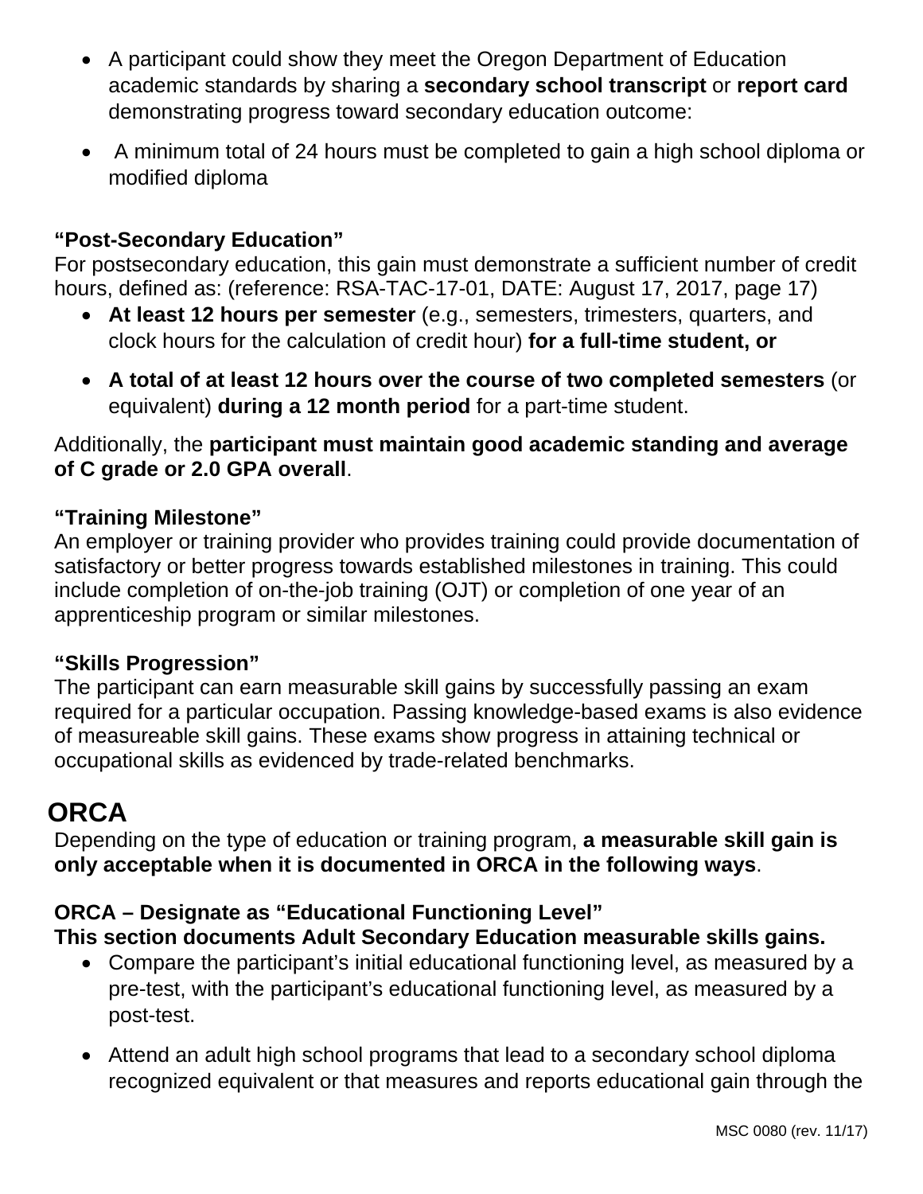- A participant could show they meet the Oregon Department of Education academic standards by sharing a **secondary school transcript** or **report card** demonstrating progress toward secondary education outcome:
- A minimum total of 24 hours must be completed to gain a high school diploma or modified diploma

**"Post-Secondary Education"**
For postsecondary education, this gain must demonstrate a sufficient number of credit hours, defined as: (reference: RSA-TAC-17-01, DATE: August 17, 2017, page 17)

- **At least 12 hours per semester** (e.g., semesters, trimesters, quarters, and clock hours for the calculation of credit hour) **for a full-time student, or**
- **A total of at least 12 hours over the course of two completed semesters** (or equivalent) **during a 12 month period** for a part-time student.

Additionally, the **participant must maintain good academic standing and average of C grade or 2.0 GPA overall**.

**"Training Milestone"**
An employer or training provider who provides training could provide documentation of satisfactory or better progress towards established milestones in training. This could include completion of on-the-job training (OJT) or completion of one year of an apprenticeship program or similar milestones.

**"Skills Progression"**
The participant can earn measurable skill gains by successfully passing an exam required for a particular occupation. Passing knowledge-based exams is also evidence of measureable skill gains. These exams show progress in attaining technical or occupational skills as evidenced by trade-related benchmarks.

## ORCA

Depending on the type of education or training program, **a measurable skill gain is only acceptable when it is documented in ORCA in the following ways**.

**ORCA – Designate as "Educational Functioning Level"**
**This section documents Adult Secondary Education measurable skills gains.**

- Compare the participant's initial educational functioning level, as measured by a pre-test, with the participant's educational functioning level, as measured by a post-test.
- Attend an adult high school programs that lead to a secondary school diploma recognized equivalent or that measures and reports educational gain through the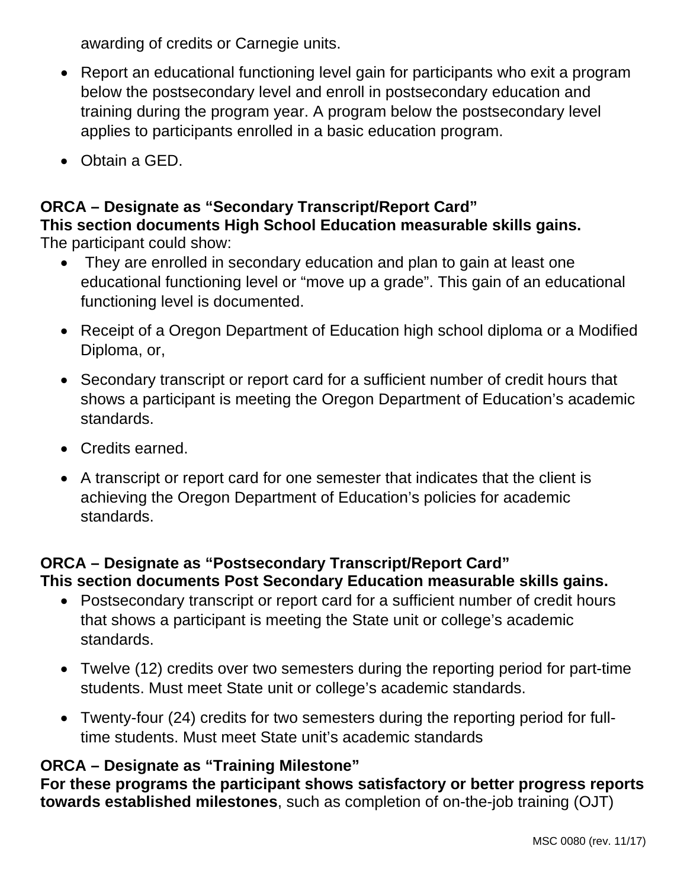awarding of credits or Carnegie units.

- Report an educational functioning level gain for participants who exit a program below the postsecondary level and enroll in postsecondary education and training during the program year. A program below the postsecondary level applies to participants enrolled in a basic education program.

- Obtain a GED.

**ORCA – Designate as "Secondary Transcript/Report Card"**
**This section documents High School Education measurable skills gains.**
The participant could show:

- They are enrolled in secondary education and plan to gain at least one educational functioning level or "move up a grade". This gain of an educational functioning level is documented.

- Receipt of a Oregon Department of Education high school diploma or a Modified Diploma, or,

- Secondary transcript or report card for a sufficient number of credit hours that shows a participant is meeting the Oregon Department of Education's academic standards.

- Credits earned.

- A transcript or report card for one semester that indicates that the client is achieving the Oregon Department of Education's policies for academic standards.

**ORCA – Designate as "Postsecondary Transcript/Report Card"**
**This section documents Post Secondary Education measurable skills gains.**

- Postsecondary transcript or report card for a sufficient number of credit hours that shows a participant is meeting the State unit or college's academic standards.

- Twelve (12) credits over two semesters during the reporting period for part-time students. Must meet State unit or college's academic standards.

- Twenty-four (24) credits for two semesters during the reporting period for full-time students. Must meet State unit's academic standards

**ORCA – Designate as "Training Milestone"**
**For these programs the participant shows satisfactory or better progress reports towards established milestones**, such as completion of on-the-job training (OJT)

MSC 0080 (rev. 11/17)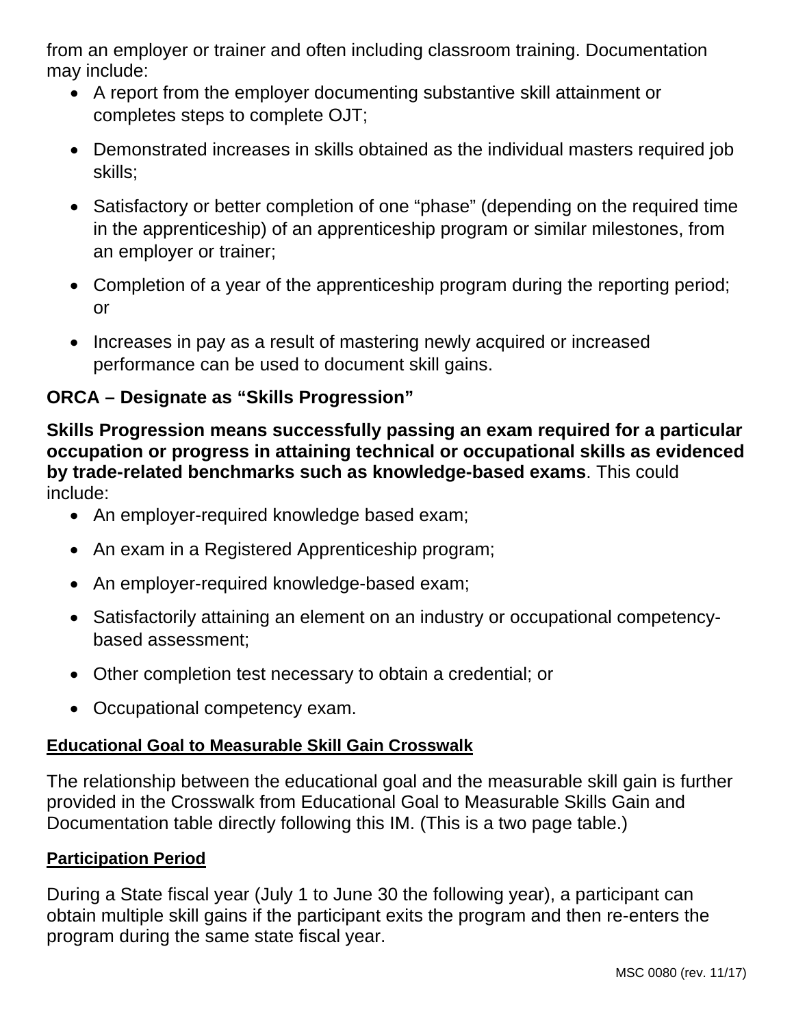from an employer or trainer and often including classroom training. Documentation may include:

- A report from the employer documenting substantive skill attainment or completes steps to complete OJT;
- Demonstrated increases in skills obtained as the individual masters required job skills;
- Satisfactory or better completion of one "phase" (depending on the required time in the apprenticeship) of an apprenticeship program or similar milestones, from an employer or trainer;
- Completion of a year of the apprenticeship program during the reporting period; or
- Increases in pay as a result of mastering newly acquired or increased performance can be used to document skill gains.

**ORCA – Designate as "Skills Progression"**

**Skills Progression means successfully passing an exam required for a particular occupation or progress in attaining technical or occupational skills as evidenced by trade-related benchmarks such as knowledge-based exams**. This could include:

- An employer-required knowledge based exam;
- An exam in a Registered Apprenticeship program;
- An employer-required knowledge-based exam;
- Satisfactorily attaining an element on an industry or occupational competency-based assessment;
- Other completion test necessary to obtain a credential; or
- Occupational competency exam.

**Educational Goal to Measurable Skill Gain Crosswalk**

The relationship between the educational goal and the measurable skill gain is further provided in the Crosswalk from Educational Goal to Measurable Skills Gain and Documentation table directly following this IM. (This is a two page table.)

**Participation Period**

During a State fiscal year (July 1 to June 30 the following year), a participant can obtain multiple skill gains if the participant exits the program and then re-enters the program during the same state fiscal year.

MSC 0080 (rev. 11/17)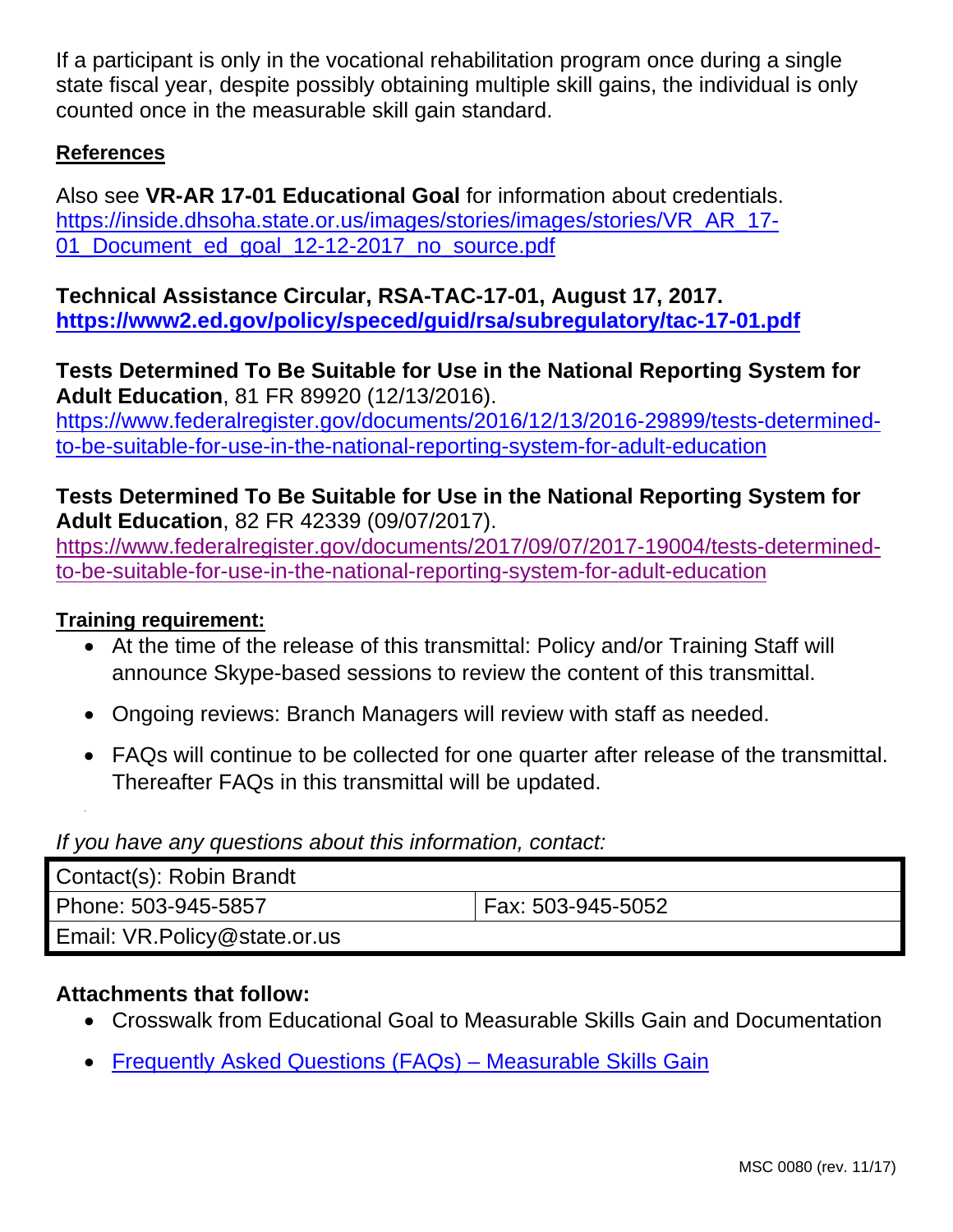If a participant is only in the vocational rehabilitation program once during a single state fiscal year, despite possibly obtaining multiple skill gains, the individual is only counted once in the measurable skill gain standard.

**References**

Also see **VR-AR 17-01 Educational Goal** for information about credentials. https://inside.dhsoha.state.or.us/images/stories/images/stories/VR_AR_17-01_Document_ed_goal_12-12-2017_no_source.pdf

**Technical Assistance Circular, RSA-TAC-17-01, August 17, 2017.**
**https://www2.ed.gov/policy/speced/guid/rsa/subregulatory/tac-17-01.pdf**

**Tests Determined To Be Suitable for Use in the National Reporting System for Adult Education**, 81 FR 89920 (12/13/2016).
https://www.federalregister.gov/documents/2016/12/13/2016-29899/tests-determined-to-be-suitable-for-use-in-the-national-reporting-system-for-adult-education

**Tests Determined To Be Suitable for Use in the National Reporting System for Adult Education**, 82 FR 42339 (09/07/2017).
https://www.federalregister.gov/documents/2017/09/07/2017-19004/tests-determined-to-be-suitable-for-use-in-the-national-reporting-system-for-adult-education

**Training requirement:**

- At the time of the release of this transmittal: Policy and/or Training Staff will announce Skype-based sessions to review the content of this transmittal.
- Ongoing reviews: Branch Managers will review with staff as needed.
- FAQs will continue to be collected for one quarter after release of the transmittal. Thereafter FAQs in this transmittal will be updated.

*If you have any questions about this information, contact:*

| Contact(s): Robin Brandt | |
|---|---|
| Phone: 503-945-5857 | Fax: 503-945-5052 |
| Email: VR.Policy@state.or.us | |

**Attachments that follow:**

- Crosswalk from Educational Goal to Measurable Skills Gain and Documentation
- Frequently Asked Questions (FAQs) – Measurable Skills Gain

MSC 0080 (rev. 11/17)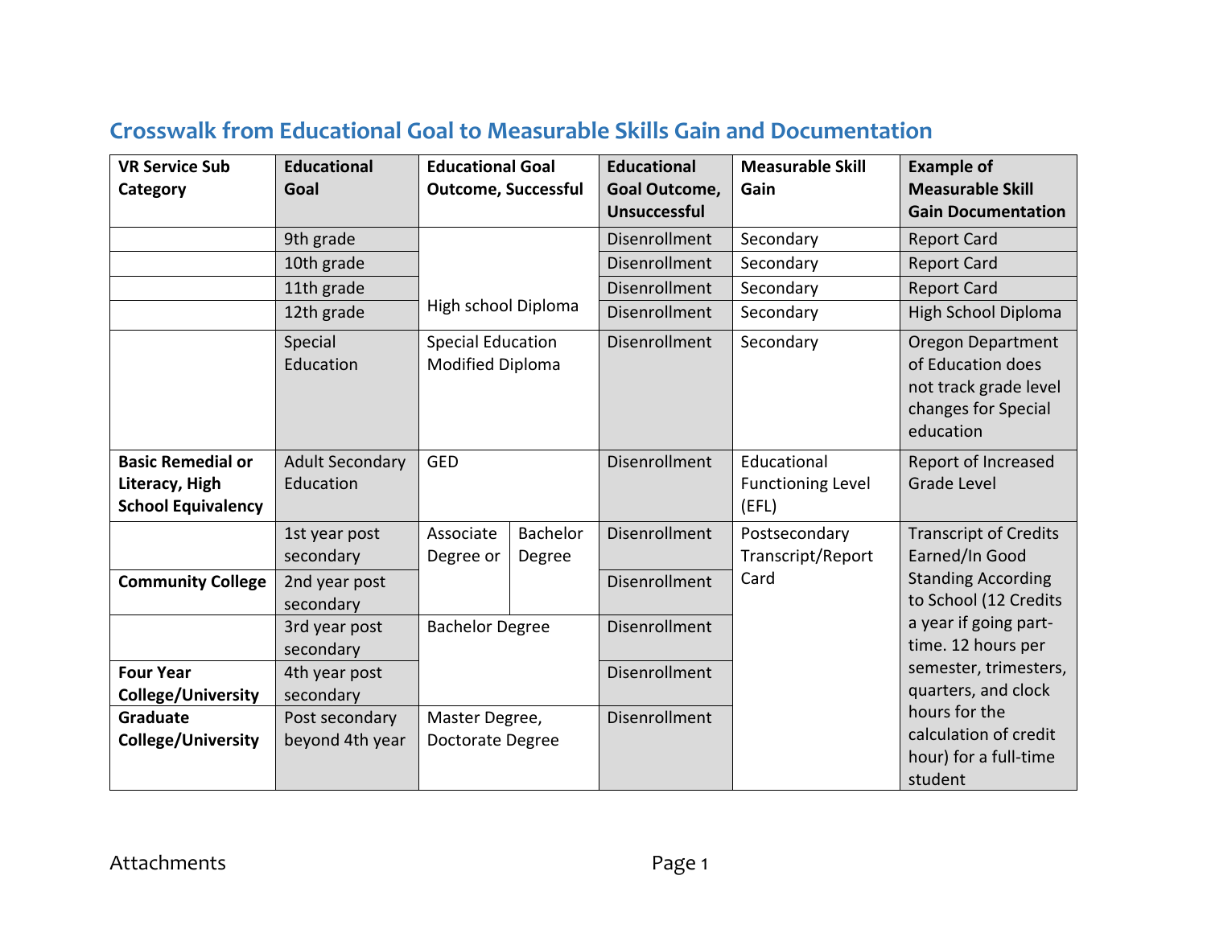## Crosswalk from Educational Goal to Measurable Skills Gain and Documentation

| VR Service Sub Category | Educational Goal | Educational Goal Outcome, Successful | | Educational Goal Outcome, Unsuccessful | Measurable Skill Gain | Example of Measurable Skill Gain Documentation |
|---|---|---|---|---|---|---|
| | 9th grade | High school Diploma | | Disenrollment | Secondary | Report Card |
| | 10th grade | | | Disenrollment | Secondary | Report Card |
| | 11th grade | | | Disenrollment | Secondary | Report Card |
| | 12th grade | | | Disenrollment | Secondary | High School Diploma |
| | Special Education | Special Education Modified Diploma | | Disenrollment | Secondary | Oregon Department of Education does not track grade level changes for Special education |
| **Basic Remedial or Literacy, High School Equivalency** | Adult Secondary Education | GED | | Disenrollment | Educational Functioning Level (EFL) | Report of Increased Grade Level |
| | 1st year post secondary | Associate Degree or | Bachelor Degree | Disenrollment | Postsecondary Transcript/Report Card | Transcript of Credits Earned/In Good Standing According to School (12 Credits a year if going part-time. 12 hours per semester, trimesters, quarters, and clock hours for the calculation of credit hour) for a full-time student |
| **Community College** | 2nd year post secondary | | | Disenrollment | | |
| | 3rd year post secondary | Bachelor Degree | | Disenrollment | | |
| **Four Year College/University** | 4th year post secondary | | | Disenrollment | | |
| **Graduate College/University** | Post secondary beyond 4th year | Master Degree, Doctorate Degree | | Disenrollment | | |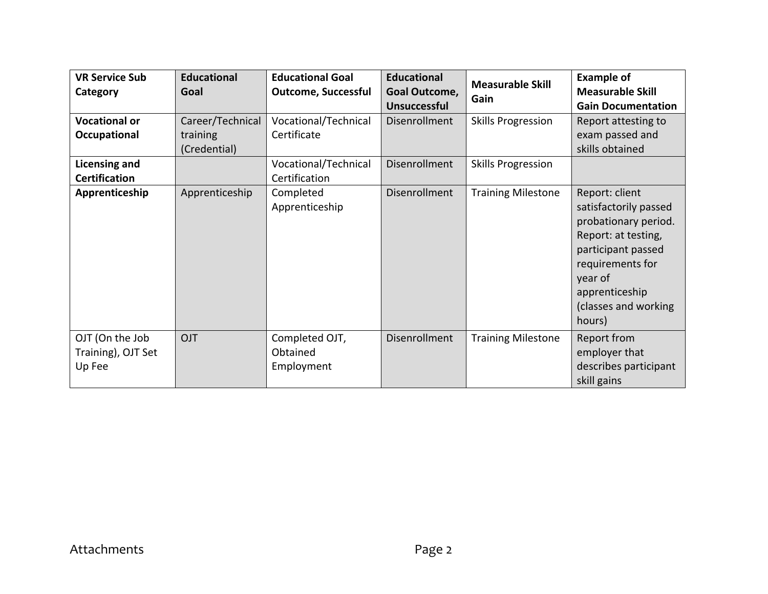| VR Service Sub Category | Educational Goal | Educational Goal Outcome, Successful | Educational Goal Outcome, Unsuccessful | Measurable Skill Gain | Example of Measurable Skill Gain Documentation |
|---|---|---|---|---|---|
| **Vocational or Occupational** | Career/Technical training (Credential) | Vocational/Technical Certificate | Disenrollment | Skills Progression | Report attesting to exam passed and skills obtained |
| **Licensing and Certification** | | Vocational/Technical Certification | Disenrollment | Skills Progression | |
| **Apprenticeship** | Apprenticeship | Completed Apprenticeship | Disenrollment | Training Milestone | Report: client satisfactorily passed probationary period. Report: at testing, participant passed requirements for year of apprenticeship (classes and working hours) |
| OJT (On the Job Training), OJT Set Up Fee | OJT | Completed OJT, Obtained Employment | Disenrollment | Training Milestone | Report from employer that describes participant skill gains |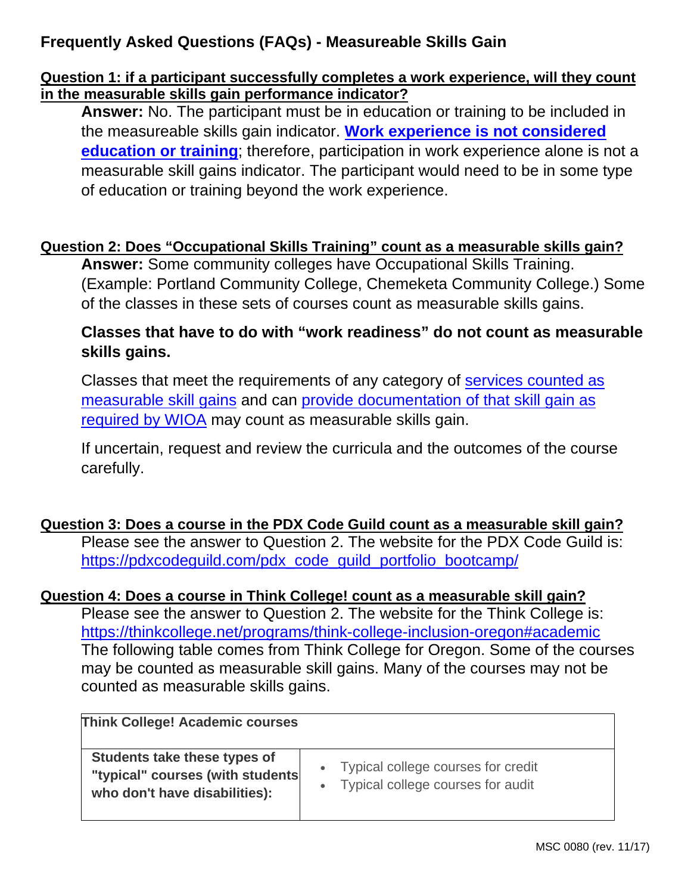# Frequently Asked Questions (FAQs) - Measureable Skills Gain

**Question 1: if a participant successfully completes a work experience, will they count in the measurable skills gain performance indicator?**

**Answer:** No. The participant must be in education or training to be included in the measureable skills gain indicator. **Work experience is not considered education or training**; therefore, participation in work experience alone is not a measurable skill gains indicator. The participant would need to be in some type of education or training beyond the work experience.

**Question 2: Does "Occupational Skills Training" count as a measurable skills gain?**

**Answer:** Some community colleges have Occupational Skills Training. (Example: Portland Community College, Chemeketa Community College.) Some of the classes in these sets of courses count as measurable skills gains.

**Classes that have to do with "work readiness" do not count as measurable skills gains.**

Classes that meet the requirements of any category of services counted as measurable skill gains and can provide documentation of that skill gain as required by WIOA may count as measurable skills gain.

If uncertain, request and review the curricula and the outcomes of the course carefully.

**Question 3: Does a course in the PDX Code Guild count as a measurable skill gain?**

Please see the answer to Question 2. The website for the PDX Code Guild is: https://pdxcodeguild.com/pdx_code_guild_portfolio_bootcamp/

**Question 4: Does a course in Think College! count as a measurable skill gain?**

Please see the answer to Question 2. The website for the Think College is: https://thinkcollege.net/programs/think-college-inclusion-oregon#academic

The following table comes from Think College for Oregon. Some of the courses may be counted as measurable skill gains. Many of the courses may not be counted as measurable skills gains.

| **Think College! Academic courses** | |
|---|---|
| **Students take these types of "typical" courses (with students who don't have disabilities):** | • Typical college courses for credit<br>• Typical college courses for audit |

MSC 0080 (rev. 11/17)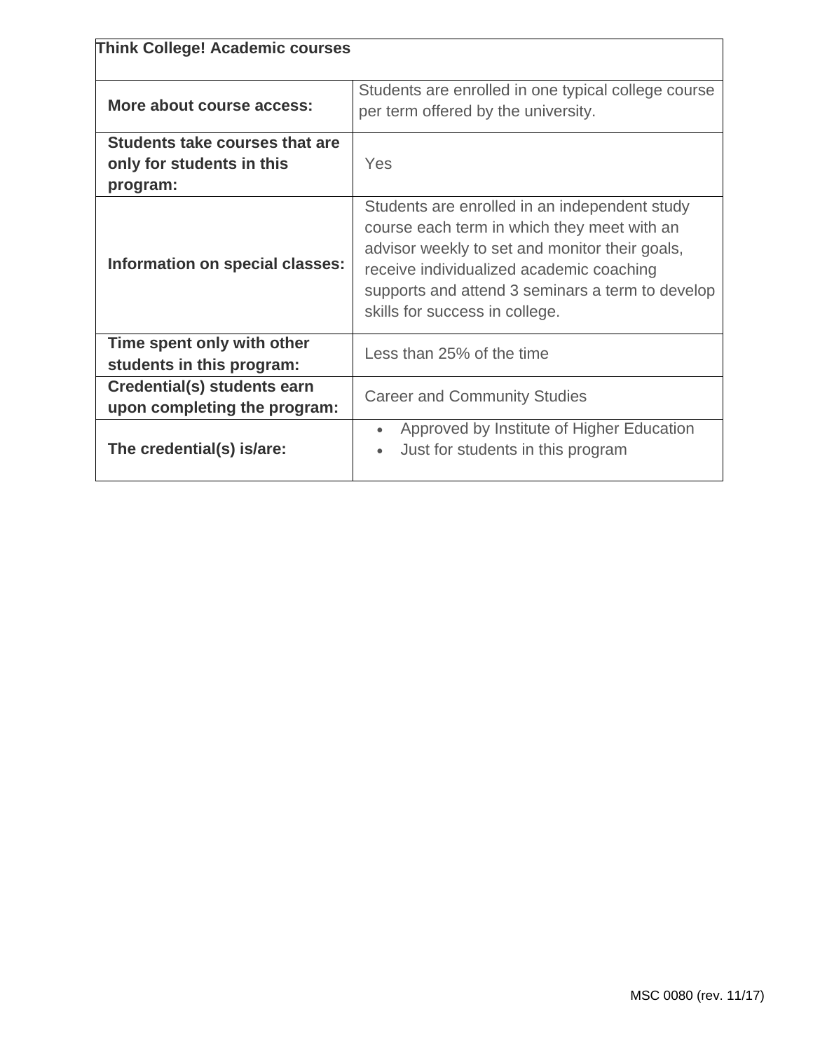| Think College! Academic courses | |
|---|---|
| **More about course access:** | Students are enrolled in one typical college course per term offered by the university. |
| **Students take courses that are only for students in this program:** | Yes |
| **Information on special classes:** | Students are enrolled in an independent study course each term in which they meet with an advisor weekly to set and monitor their goals, receive individualized academic coaching supports and attend 3 seminars a term to develop skills for success in college. |
| **Time spent only with other students in this program:** | Less than 25% of the time |
| **Credential(s) students earn upon completing the program:** | Career and Community Studies |
| **The credential(s) is/are:** | • Approved by Institute of Higher Education<br>• Just for students in this program |

MSC 0080 (rev. 11/17)